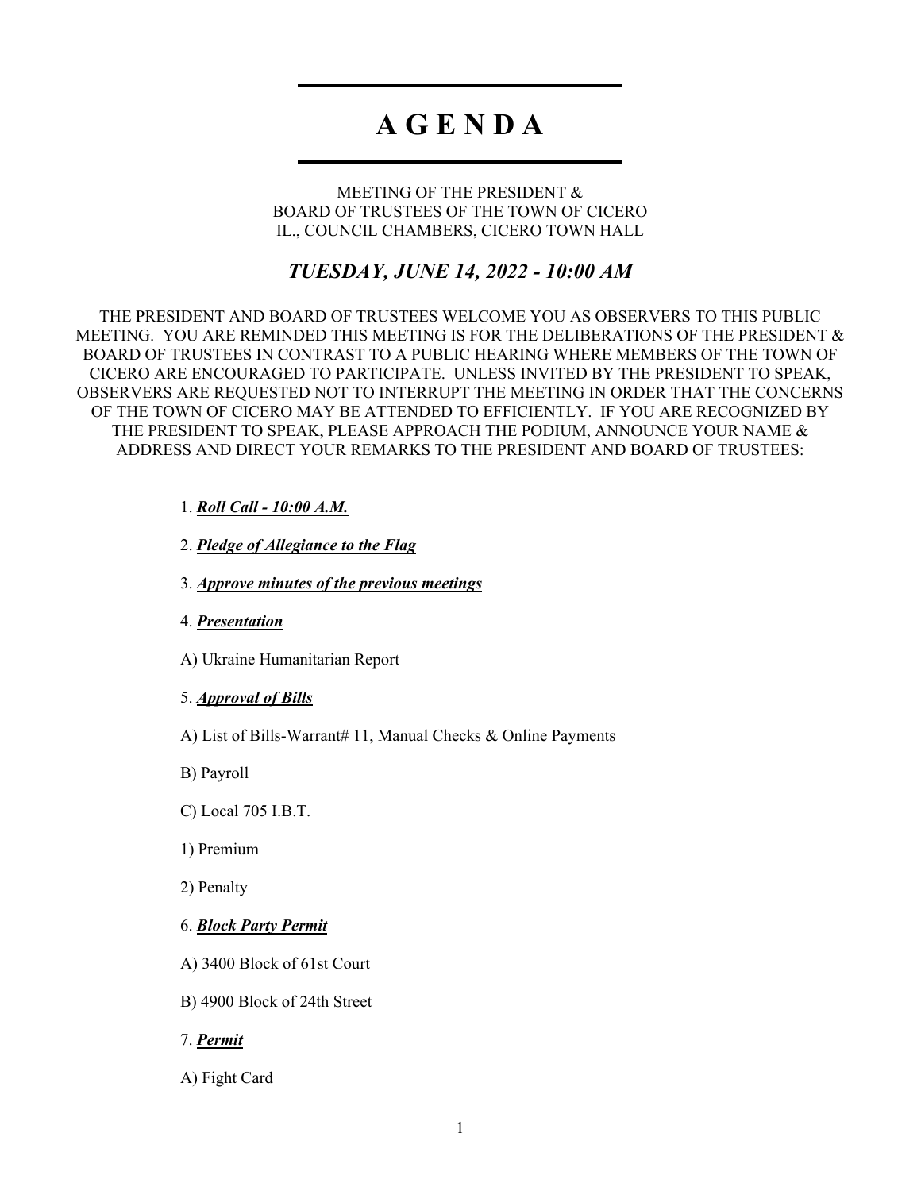# A G E N D A

MEETING OF THE PRESIDENT &
BOARD OF TRUSTEES OF THE TOWN OF CICERO
IL., COUNCIL CHAMBERS, CICERO TOWN HALL

## *TUESDAY, JUNE 14, 2022 - 10:00 AM*

THE PRESIDENT AND BOARD OF TRUSTEES WELCOME YOU AS OBSERVERS TO THIS PUBLIC MEETING. YOU ARE REMINDED THIS MEETING IS FOR THE DELIBERATIONS OF THE PRESIDENT & BOARD OF TRUSTEES IN CONTRAST TO A PUBLIC HEARING WHERE MEMBERS OF THE TOWN OF CICERO ARE ENCOURAGED TO PARTICIPATE. UNLESS INVITED BY THE PRESIDENT TO SPEAK, OBSERVERS ARE REQUESTED NOT TO INTERRUPT THE MEETING IN ORDER THAT THE CONCERNS OF THE TOWN OF CICERO MAY BE ATTENDED TO EFFICIENTLY. IF YOU ARE RECOGNIZED BY THE PRESIDENT TO SPEAK, PLEASE APPROACH THE PODIUM, ANNOUNCE YOUR NAME & ADDRESS AND DIRECT YOUR REMARKS TO THE PRESIDENT AND BOARD OF TRUSTEES:

1. ***Roll Call - 10:00 A.M.***

2. ***Pledge of Allegiance to the Flag***

3. ***Approve minutes of the previous meetings***

4. ***Presentation***

A) Ukraine Humanitarian Report

5. ***Approval of Bills***

A) List of Bills-Warrant# 11, Manual Checks & Online Payments

B) Payroll

C) Local 705 I.B.T.

1) Premium

2) Penalty

6. ***Block Party Permit***

A) 3400 Block of 61st Court

B) 4900 Block of 24th Street

7. ***Permit***

A) Fight Card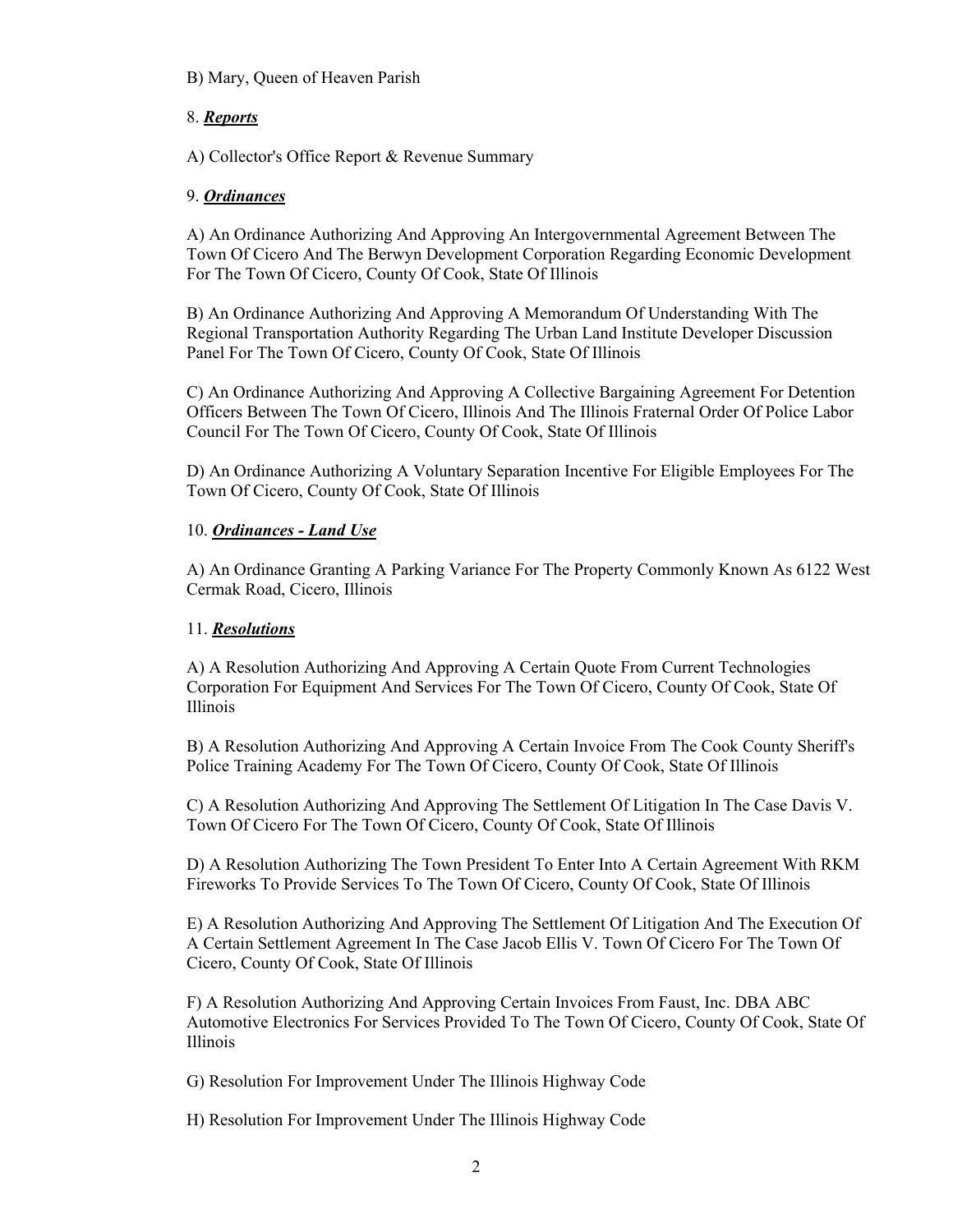B) Mary, Queen of Heaven Parish

8. ***Reports***

A) Collector's Office Report & Revenue Summary

9. ***Ordinances***

A) An Ordinance Authorizing And Approving An Intergovernmental Agreement Between The Town Of Cicero And The Berwyn Development Corporation Regarding Economic Development For The Town Of Cicero, County Of Cook, State Of Illinois

B) An Ordinance Authorizing And Approving A Memorandum Of Understanding With The Regional Transportation Authority Regarding The Urban Land Institute Developer Discussion Panel For The Town Of Cicero, County Of Cook, State Of Illinois

C) An Ordinance Authorizing And Approving A Collective Bargaining Agreement For Detention Officers Between The Town Of Cicero, Illinois And The Illinois Fraternal Order Of Police Labor Council For The Town Of Cicero, County Of Cook, State Of Illinois

D) An Ordinance Authorizing A Voluntary Separation Incentive For Eligible Employees For The Town Of Cicero, County Of Cook, State Of Illinois

10. ***Ordinances - Land Use***

A) An Ordinance Granting A Parking Variance For The Property Commonly Known As 6122 West Cermak Road, Cicero, Illinois

11. ***Resolutions***

A) A Resolution Authorizing And Approving A Certain Quote From Current Technologies Corporation For Equipment And Services For The Town Of Cicero, County Of Cook, State Of Illinois

B) A Resolution Authorizing And Approving A Certain Invoice From The Cook County Sheriff's Police Training Academy For The Town Of Cicero, County Of Cook, State Of Illinois

C) A Resolution Authorizing And Approving The Settlement Of Litigation In The Case Davis V. Town Of Cicero For The Town Of Cicero, County Of Cook, State Of Illinois

D) A Resolution Authorizing The Town President To Enter Into A Certain Agreement With RKM Fireworks To Provide Services To The Town Of Cicero, County Of Cook, State Of Illinois

E) A Resolution Authorizing And Approving The Settlement Of Litigation And The Execution Of A Certain Settlement Agreement In The Case Jacob Ellis V. Town Of Cicero For The Town Of Cicero, County Of Cook, State Of Illinois

F) A Resolution Authorizing And Approving Certain Invoices From Faust, Inc. DBA ABC Automotive Electronics For Services Provided To The Town Of Cicero, County Of Cook, State Of Illinois

G) Resolution For Improvement Under The Illinois Highway Code

H) Resolution For Improvement Under The Illinois Highway Code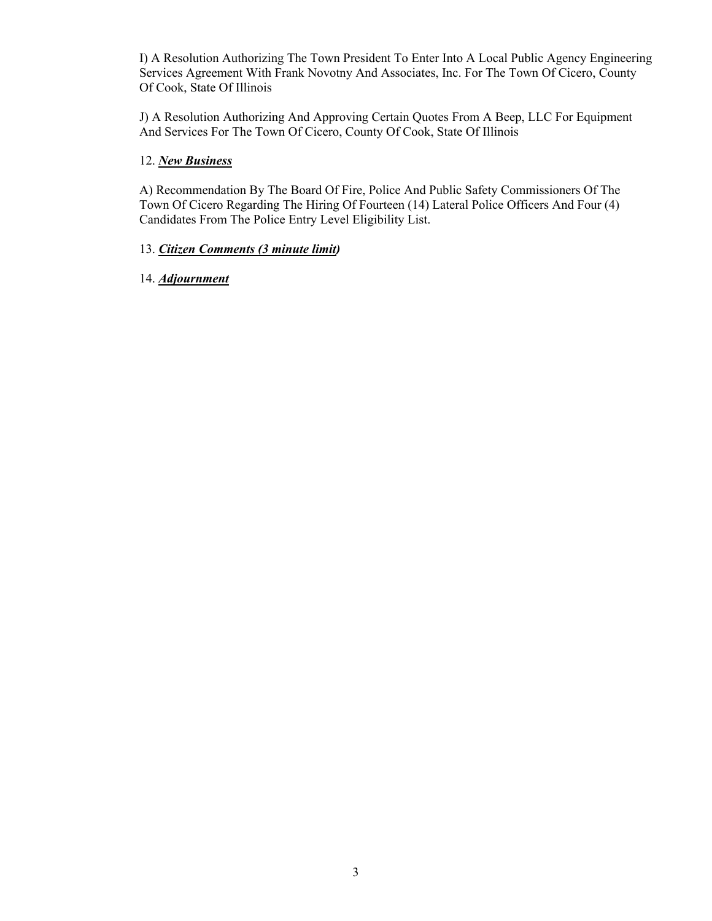I) A Resolution Authorizing The Town President To Enter Into A Local Public Agency Engineering Services Agreement With Frank Novotny And Associates, Inc. For The Town Of Cicero, County Of Cook, State Of Illinois

J) A Resolution Authorizing And Approving Certain Quotes From A Beep, LLC For Equipment And Services For The Town Of Cicero, County Of Cook, State Of Illinois

12. ***New Business***

A) Recommendation By The Board Of Fire, Police And Public Safety Commissioners Of The Town Of Cicero Regarding The Hiring Of Fourteen (14) Lateral Police Officers And Four (4) Candidates From The Police Entry Level Eligibility List.

13. ***Citizen Comments (3 minute limit)***

14. ***Adjournment***